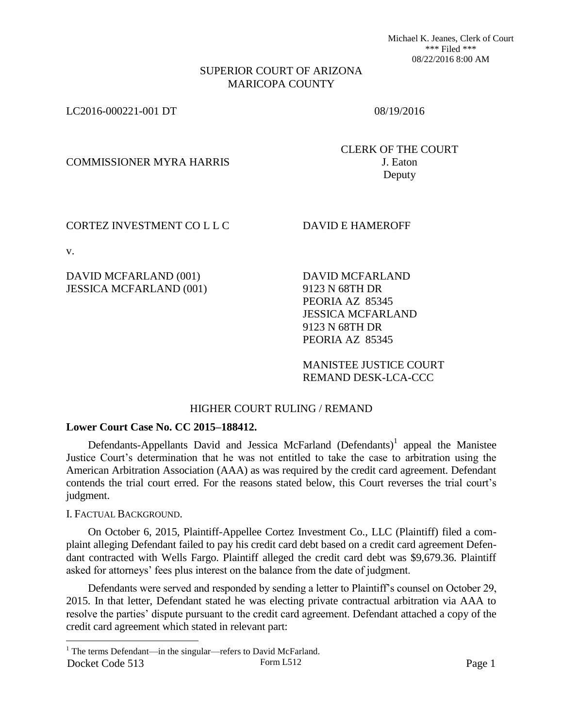Michael K. Jeanes, Clerk of Court
*** Filed ***
08/22/2016 8:00 AM

SUPERIOR COURT OF ARIZONA
MARICOPA COUNTY

LC2016-000221-001 DT 08/19/2016

COMMISSIONER MYRA HARRIS

CLERK OF THE COURT
J. Eaton
Deputy

CORTEZ INVESTMENT CO L L C

DAVID E HAMEROFF

v.

DAVID MCFARLAND (001)
JESSICA MCFARLAND (001)

DAVID MCFARLAND
9123 N 68TH DR
PEORIA AZ 85345
JESSICA MCFARLAND
9123 N 68TH DR
PEORIA AZ 85345

MANISTEE JUSTICE COURT
REMAND DESK-LCA-CCC

HIGHER COURT RULING / REMAND

**Lower Court Case No. CC 2015–188412.**

Defendants-Appellants David and Jessica McFarland (Defendants)[1] appeal the Manistee Justice Court's determination that he was not entitled to take the case to arbitration using the American Arbitration Association (AAA) as was required by the credit card agreement. Defendant contends the trial court erred. For the reasons stated below, this Court reverses the trial court's judgment.

I. FACTUAL BACKGROUND.

On October 6, 2015, Plaintiff-Appellee Cortez Investment Co., LLC (Plaintiff) filed a complaint alleging Defendant failed to pay his credit card debt based on a credit card agreement Defendant contracted with Wells Fargo. Plaintiff alleged the credit card debt was $9,679.36. Plaintiff asked for attorneys' fees plus interest on the balance from the date of judgment.

Defendants were served and responded by sending a letter to Plaintiff's counsel on October 29, 2015. In that letter, Defendant stated he was electing private contractual arbitration via AAA to resolve the parties' dispute pursuant to the credit card agreement. Defendant attached a copy of the credit card agreement which stated in relevant part:

[1] The terms Defendant—in the singular—refers to David McFarland.

Docket Code 513 Form L512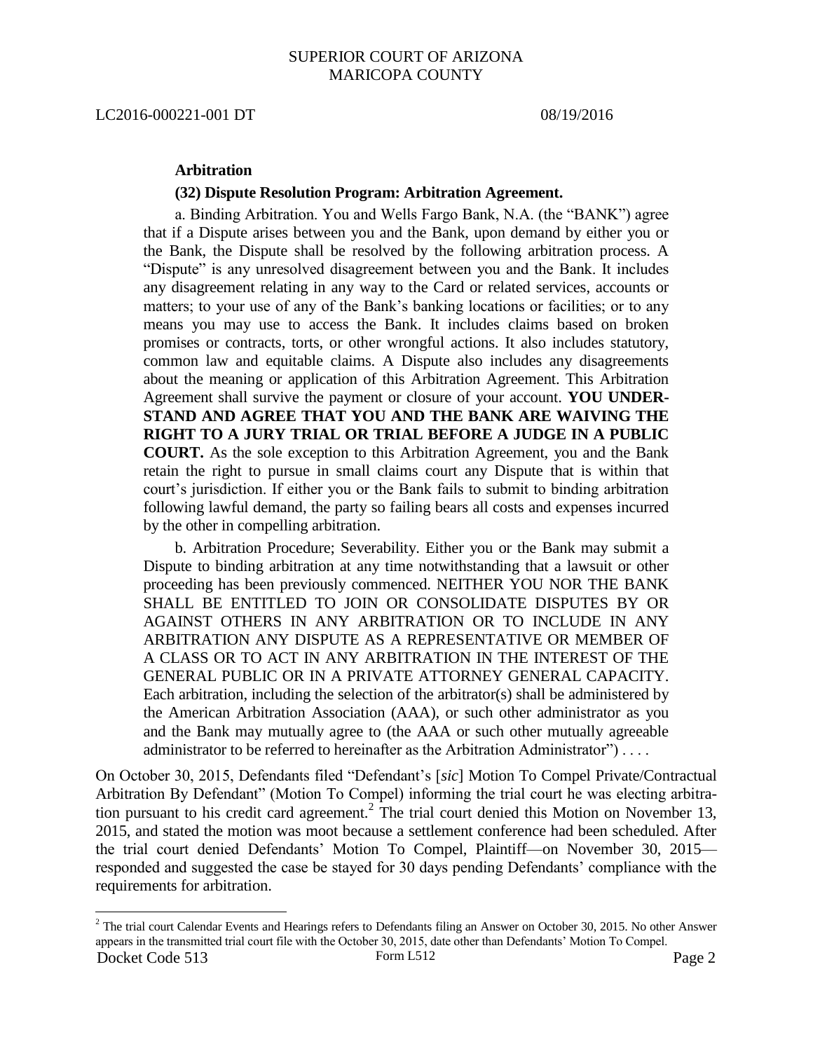**Arbitration**

**(32) Dispute Resolution Program: Arbitration Agreement.**

> a. Binding Arbitration. You and Wells Fargo Bank, N.A. (the "BANK") agree that if a Dispute arises between you and the Bank, upon demand by either you or the Bank, the Dispute shall be resolved by the following arbitration process. A "Dispute" is any unresolved disagreement between you and the Bank. It includes any disagreement relating in any way to the Card or related services, accounts or matters; to your use of any of the Bank's banking locations or facilities; or to any means you may use to access the Bank. It includes claims based on broken promises or contracts, torts, or other wrongful actions. It also includes statutory, common law and equitable claims. A Dispute also includes any disagreements about the meaning or application of this Arbitration Agreement. This Arbitration Agreement shall survive the payment or closure of your account. **YOU UNDERSTAND AND AGREE THAT YOU AND THE BANK ARE WAIVING THE RIGHT TO A JURY TRIAL OR TRIAL BEFORE A JUDGE IN A PUBLIC COURT.** As the sole exception to this Arbitration Agreement, you and the Bank retain the right to pursue in small claims court any Dispute that is within that court's jurisdiction. If either you or the Bank fails to submit to binding arbitration following lawful demand, the party so failing bears all costs and expenses incurred by the other in compelling arbitration.
>
> b. Arbitration Procedure; Severability. Either you or the Bank may submit a Dispute to binding arbitration at any time notwithstanding that a lawsuit or other proceeding has been previously commenced. NEITHER YOU NOR THE BANK SHALL BE ENTITLED TO JOIN OR CONSOLIDATE DISPUTES BY OR AGAINST OTHERS IN ANY ARBITRATION OR TO INCLUDE IN ANY ARBITRATION ANY DISPUTE AS A REPRESENTATIVE OR MEMBER OF A CLASS OR TO ACT IN ANY ARBITRATION IN THE INTEREST OF THE GENERAL PUBLIC OR IN A PRIVATE ATTORNEY GENERAL CAPACITY. Each arbitration, including the selection of the arbitrator(s) shall be administered by the American Arbitration Association (AAA), or such other administrator as you and the Bank may mutually agree to (the AAA or such other mutually agreeable administrator to be referred to hereinafter as the Arbitration Administrator") . . . .

On October 30, 2015, Defendants filed "Defendant's [*sic*] Motion To Compel Private/Contractual Arbitration By Defendant" (Motion To Compel) informing the trial court he was electing arbitration pursuant to his credit card agreement.[2] The trial court denied this Motion on November 13, 2015, and stated the motion was moot because a settlement conference had been scheduled. After the trial court denied Defendants' Motion To Compel, Plaintiff—on November 30, 2015—responded and suggested the case be stayed for 30 days pending Defendants' compliance with the requirements for arbitration.

[2] The trial court Calendar Events and Hearings refers to Defendants filing an Answer on October 30, 2015. No other Answer appears in the transmitted trial court file with the October 30, 2015, date other than Defendants' Motion To Compel.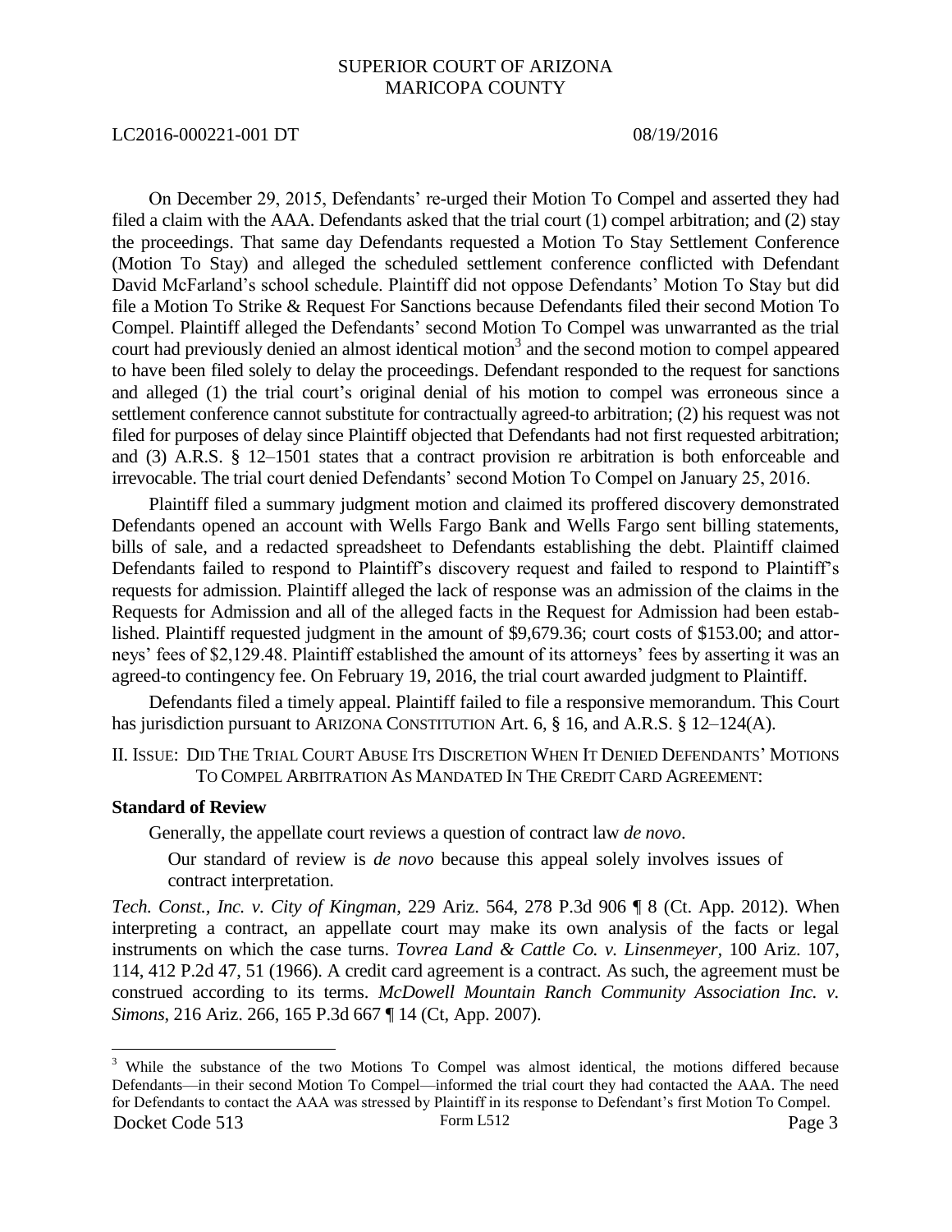On December 29, 2015, Defendants' re-urged their Motion To Compel and asserted they had filed a claim with the AAA. Defendants asked that the trial court (1) compel arbitration; and (2) stay the proceedings. That same day Defendants requested a Motion To Stay Settlement Conference (Motion To Stay) and alleged the scheduled settlement conference conflicted with Defendant David McFarland's school schedule. Plaintiff did not oppose Defendants' Motion To Stay but did file a Motion To Strike & Request For Sanctions because Defendants filed their second Motion To Compel. Plaintiff alleged the Defendants' second Motion To Compel was unwarranted as the trial court had previously denied an almost identical motion[3] and the second motion to compel appeared to have been filed solely to delay the proceedings. Defendant responded to the request for sanctions and alleged (1) the trial court's original denial of his motion to compel was erroneous since a settlement conference cannot substitute for contractually agreed-to arbitration; (2) his request was not filed for purposes of delay since Plaintiff objected that Defendants had not first requested arbitration; and (3) A.R.S. § 12–1501 states that a contract provision re arbitration is both enforceable and irrevocable. The trial court denied Defendants' second Motion To Compel on January 25, 2016.

Plaintiff filed a summary judgment motion and claimed its proffered discovery demonstrated Defendants opened an account with Wells Fargo Bank and Wells Fargo sent billing statements, bills of sale, and a redacted spreadsheet to Defendants establishing the debt. Plaintiff claimed Defendants failed to respond to Plaintiff's discovery request and failed to respond to Plaintiff's requests for admission. Plaintiff alleged the lack of response was an admission of the claims in the Requests for Admission and all of the alleged facts in the Request for Admission had been established. Plaintiff requested judgment in the amount of $9,679.36; court costs of $153.00; and attorneys' fees of $2,129.48. Plaintiff established the amount of its attorneys' fees by asserting it was an agreed-to contingency fee. On February 19, 2016, the trial court awarded judgment to Plaintiff.

Defendants filed a timely appeal. Plaintiff failed to file a responsive memorandum. This Court has jurisdiction pursuant to ARIZONA CONSTITUTION Art. 6, § 16, and A.R.S. § 12–124(A).

## II. ISSUE: DID THE TRIAL COURT ABUSE ITS DISCRETION WHEN IT DENIED DEFENDANTS' MOTIONS TO COMPEL ARBITRATION AS MANDATED IN THE CREDIT CARD AGREEMENT:

**Standard of Review**

Generally, the appellate court reviews a question of contract law *de novo*.

> Our standard of review is *de novo* because this appeal solely involves issues of contract interpretation.

*Tech. Const., Inc. v. City of Kingman*, 229 Ariz. 564, 278 P.3d 906 ¶ 8 (Ct. App. 2012). When interpreting a contract, an appellate court may make its own analysis of the facts or legal instruments on which the case turns. *Tovrea Land & Cattle Co. v. Linsenmeyer*, 100 Ariz. 107, 114, 412 P.2d 47, 51 (1966). A credit card agreement is a contract. As such, the agreement must be construed according to its terms. *McDowell Mountain Ranch Community Association Inc. v. Simons*, 216 Ariz. 266, 165 P.3d 667 ¶ 14 (Ct, App. 2007).

[3] While the substance of the two Motions To Compel was almost identical, the motions differed because Defendants—in their second Motion To Compel—informed the trial court they had contacted the AAA. The need for Defendants to contact the AAA was stressed by Plaintiff in its response to Defendant's first Motion To Compel.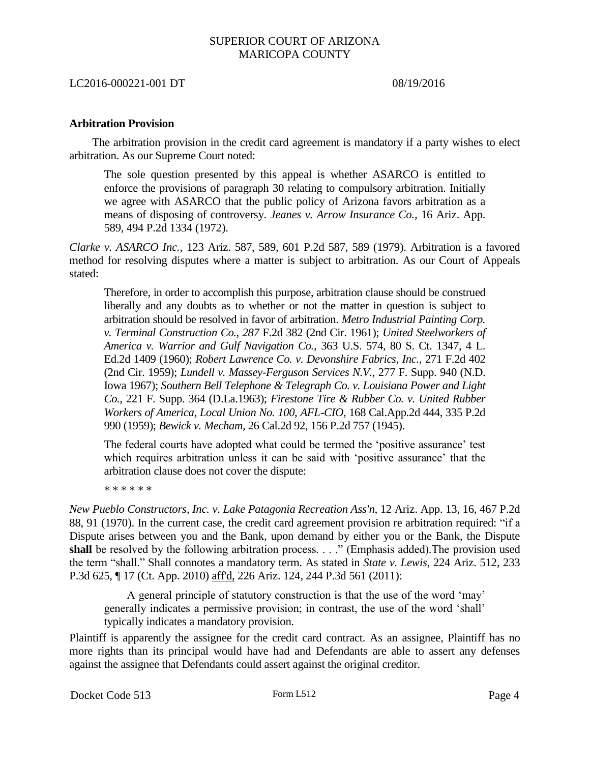**Arbitration Provision**

The arbitration provision in the credit card agreement is mandatory if a party wishes to elect arbitration. As our Supreme Court noted:

> The sole question presented by this appeal is whether ASARCO is entitled to enforce the provisions of paragraph 30 relating to compulsory arbitration. Initially we agree with ASARCO that the public policy of Arizona favors arbitration as a means of disposing of controversy. *Jeanes v. Arrow Insurance Co.*, 16 Ariz. App. 589, 494 P.2d 1334 (1972).

*Clarke v. ASARCO Inc.*, 123 Ariz. 587, 589, 601 P.2d 587, 589 (1979). Arbitration is a favored method for resolving disputes where a matter is subject to arbitration. As our Court of Appeals stated:

> Therefore, in order to accomplish this purpose, arbitration clause should be construed liberally and any doubts as to whether or not the matter in question is subject to arbitration should be resolved in favor of arbitration. *Metro Industrial Painting Corp. v. Terminal Construction Co., 287* F.2d 382 (2nd Cir. 1961); *United Steelworkers of America v. Warrior and Gulf Navigation Co.,* 363 U.S. 574, 80 S. Ct. 1347, 4 L. Ed.2d 1409 (1960); *Robert Lawrence Co. v. Devonshire Fabrics, Inc.,* 271 F.2d 402 (2nd Cir. 1959); *Lundell v. Massey-Ferguson Services N.V.,* 277 F. Supp. 940 (N.D. Iowa 1967); *Southern Bell Telephone & Telegraph Co. v. Louisiana Power and Light Co.,* 221 F. Supp. 364 (D.La.1963); *Firestone Tire & Rubber Co. v. United Rubber Workers of America, Local Union No. 100, AFL-CIO,* 168 Cal.App.2d 444, 335 P.2d 990 (1959); *Bewick v. Mecham,* 26 Cal.2d 92, 156 P.2d 757 (1945).
>
> The federal courts have adopted what could be termed the 'positive assurance' test which requires arbitration unless it can be said with 'positive assurance' that the arbitration clause does not cover the dispute:
>
> \* \* \* \* \* \*

*New Pueblo Constructors, Inc. v. Lake Patagonia Recreation Ass'n*, 12 Ariz. App. 13, 16, 467 P.2d 88, 91 (1970). In the current case, the credit card agreement provision re arbitration required: "if a Dispute arises between you and the Bank, upon demand by either you or the Bank, the Dispute **shall** be resolved by the following arbitration process. . . ." (Emphasis added).The provision used the term "shall." Shall connotes a mandatory term. As stated in *State v. Lewis*, 224 Ariz. 512, 233 P.3d 625, ¶ 17 (Ct. App. 2010) aff'd, 226 Ariz. 124, 244 P.3d 561 (2011):

> A general principle of statutory construction is that the use of the word 'may' generally indicates a permissive provision; in contrast, the use of the word 'shall' typically indicates a mandatory provision.

Plaintiff is apparently the assignee for the credit card contract. As an assignee, Plaintiff has no more rights than its principal would have had and Defendants are able to assert any defenses against the assignee that Defendants could assert against the original creditor.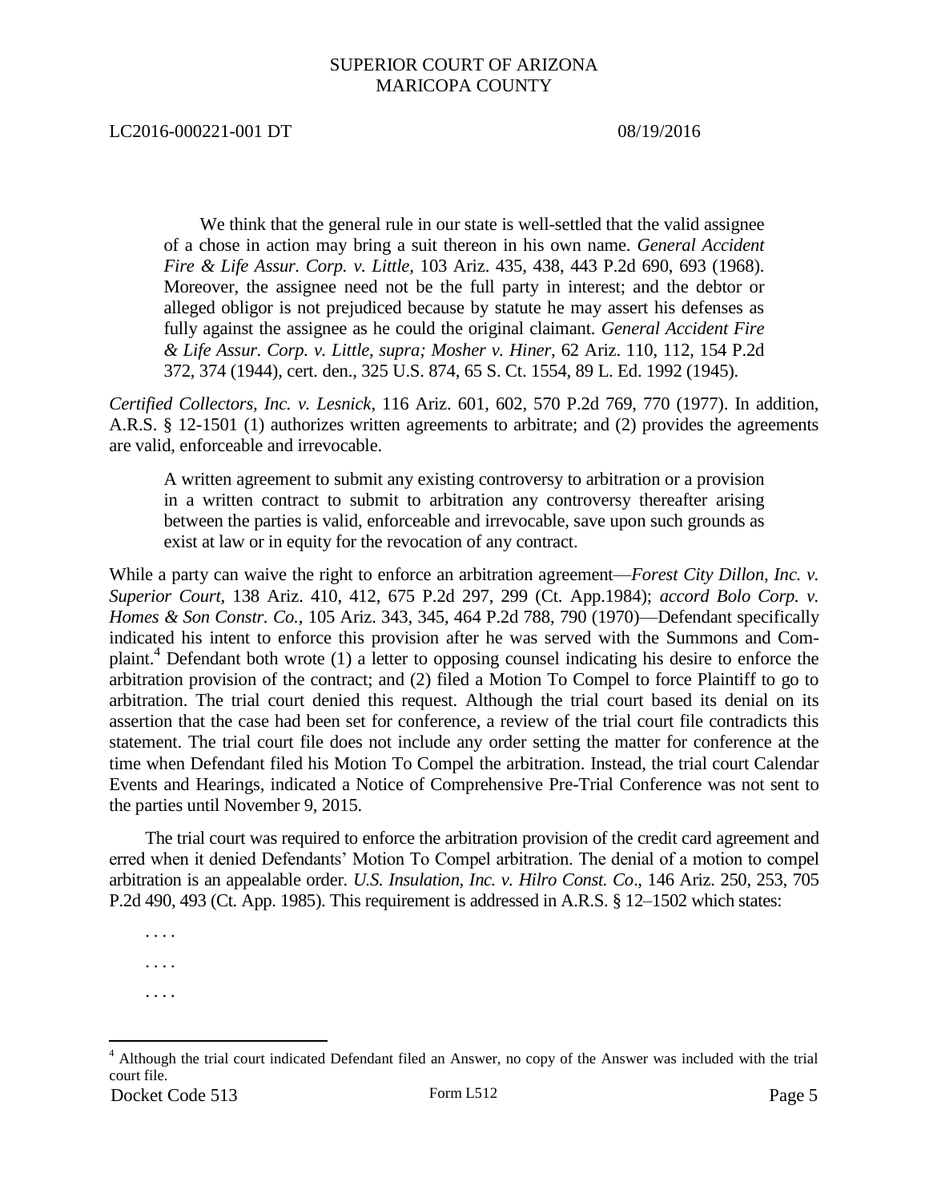> We think that the general rule in our state is well-settled that the valid assignee of a chose in action may bring a suit thereon in his own name. *General Accident Fire & Life Assur. Corp. v. Little,* 103 Ariz. 435, 438, 443 P.2d 690, 693 (1968). Moreover, the assignee need not be the full party in interest; and the debtor or alleged obligor is not prejudiced because by statute he may assert his defenses as fully against the assignee as he could the original claimant. *General Accident Fire & Life Assur. Corp. v. Little, supra; Mosher v. Hiner,* 62 Ariz. 110, 112, 154 P.2d 372, 374 (1944), cert. den., 325 U.S. 874, 65 S. Ct. 1554, 89 L. Ed. 1992 (1945).

*Certified Collectors, Inc. v. Lesnick*, 116 Ariz. 601, 602, 570 P.2d 769, 770 (1977). In addition, A.R.S. § 12-1501 (1) authorizes written agreements to arbitrate; and (2) provides the agreements are valid, enforceable and irrevocable.

> A written agreement to submit any existing controversy to arbitration or a provision in a written contract to submit to arbitration any controversy thereafter arising between the parties is valid, enforceable and irrevocable, save upon such grounds as exist at law or in equity for the revocation of any contract.

While a party can waive the right to enforce an arbitration agreement—*Forest City Dillon, Inc. v. Superior Court,* 138 Ariz. 410, 412, 675 P.2d 297, 299 (Ct. App.1984); *accord Bolo Corp. v. Homes & Son Constr. Co.,* 105 Ariz. 343, 345, 464 P.2d 788, 790 (1970)—Defendant specifically indicated his intent to enforce this provision after he was served with the Summons and Complaint.[4] Defendant both wrote (1) a letter to opposing counsel indicating his desire to enforce the arbitration provision of the contract; and (2) filed a Motion To Compel to force Plaintiff to go to arbitration. The trial court denied this request. Although the trial court based its denial on its assertion that the case had been set for conference, a review of the trial court file contradicts this statement. The trial court file does not include any order setting the matter for conference at the time when Defendant filed his Motion To Compel the arbitration. Instead, the trial court Calendar Events and Hearings, indicated a Notice of Comprehensive Pre-Trial Conference was not sent to the parties until November 9, 2015.

The trial court was required to enforce the arbitration provision of the credit card agreement and erred when it denied Defendants' Motion To Compel arbitration. The denial of a motion to compel arbitration is an appealable order. *U.S. Insulation, Inc. v. Hilro Const. Co*., 146 Ariz. 250, 253, 705 P.2d 490, 493 (Ct. App. 1985). This requirement is addressed in A.R.S. § 12–1502 which states:

> . . . .
>
> . . . .
>
> . . . .

---

[4] Although the trial court indicated Defendant filed an Answer, no copy of the Answer was included with the trial court file.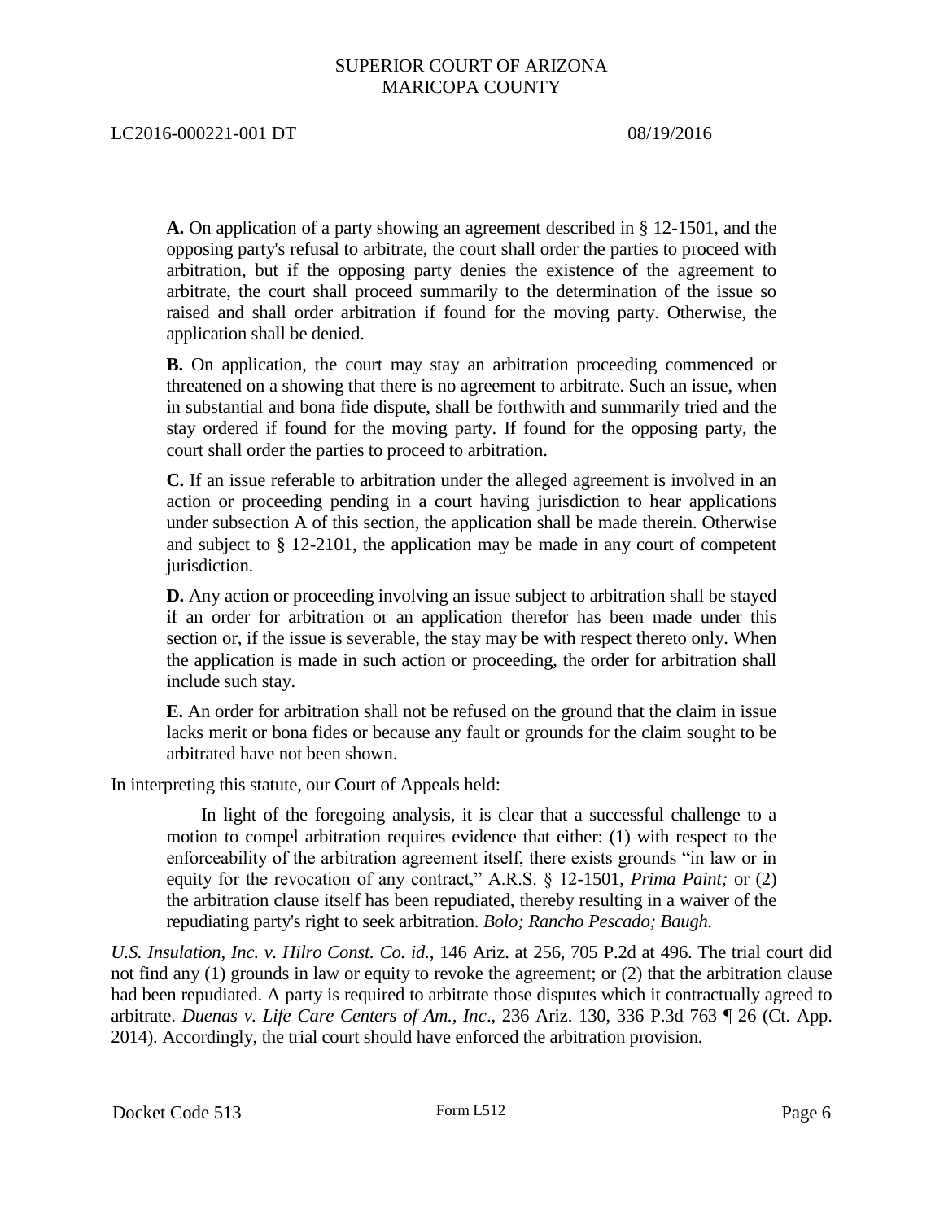> **A.** On application of a party showing an agreement described in § 12-1501, and the opposing party's refusal to arbitrate, the court shall order the parties to proceed with arbitration, but if the opposing party denies the existence of the agreement to arbitrate, the court shall proceed summarily to the determination of the issue so raised and shall order arbitration if found for the moving party. Otherwise, the application shall be denied.
>
> **B.** On application, the court may stay an arbitration proceeding commenced or threatened on a showing that there is no agreement to arbitrate. Such an issue, when in substantial and bona fide dispute, shall be forthwith and summarily tried and the stay ordered if found for the moving party. If found for the opposing party, the court shall order the parties to proceed to arbitration.
>
> **C.** If an issue referable to arbitration under the alleged agreement is involved in an action or proceeding pending in a court having jurisdiction to hear applications under subsection A of this section, the application shall be made therein. Otherwise and subject to § 12-2101, the application may be made in any court of competent jurisdiction.
>
> **D.** Any action or proceeding involving an issue subject to arbitration shall be stayed if an order for arbitration or an application therefor has been made under this section or, if the issue is severable, the stay may be with respect thereto only. When the application is made in such action or proceeding, the order for arbitration shall include such stay.
>
> **E.** An order for arbitration shall not be refused on the ground that the claim in issue lacks merit or bona fides or because any fault or grounds for the claim sought to be arbitrated have not been shown.

In interpreting this statute, our Court of Appeals held:

> In light of the foregoing analysis, it is clear that a successful challenge to a motion to compel arbitration requires evidence that either: (1) with respect to the enforceability of the arbitration agreement itself, there exists grounds "in law or in equity for the revocation of any contract," A.R.S. § 12-1501, *Prima Paint;* or (2) the arbitration clause itself has been repudiated, thereby resulting in a waiver of the repudiating party's right to seek arbitration. *Bolo; Rancho Pescado; Baugh.*

*U.S. Insulation, Inc. v. Hilro Const. Co. id.*, 146 Ariz. at 256, 705 P.2d at 496. The trial court did not find any (1) grounds in law or equity to revoke the agreement; or (2) that the arbitration clause had been repudiated. A party is required to arbitrate those disputes which it contractually agreed to arbitrate. *Duenas v. Life Care Centers of Am., Inc*., 236 Ariz. 130, 336 P.3d 763 ¶ 26 (Ct. App. 2014). Accordingly, the trial court should have enforced the arbitration provision.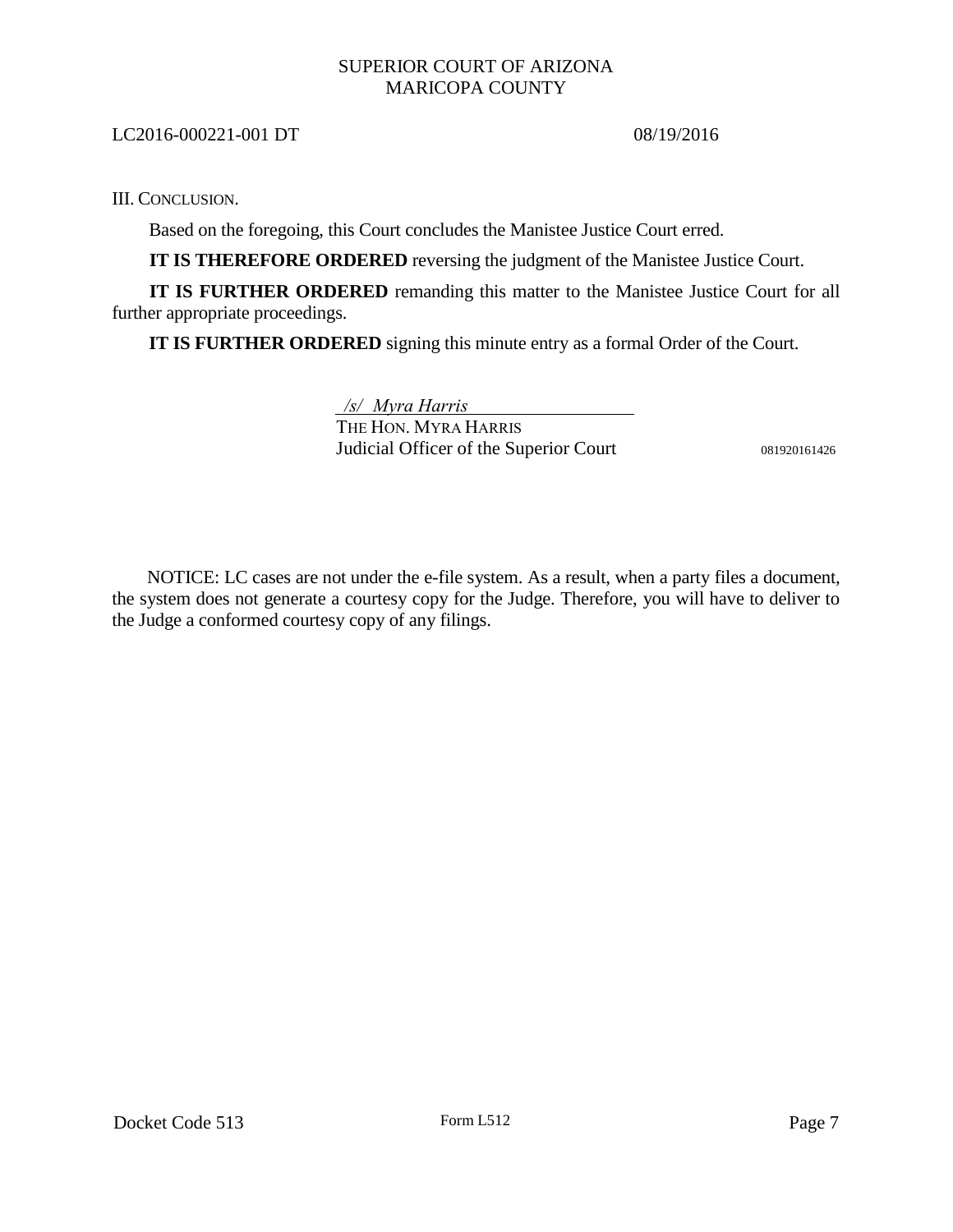III. CONCLUSION.

Based on the foregoing, this Court concludes the Manistee Justice Court erred.

**IT IS THEREFORE ORDERED** reversing the judgment of the Manistee Justice Court.

**IT IS FURTHER ORDERED** remanding this matter to the Manistee Justice Court for all further appropriate proceedings.

**IT IS FURTHER ORDERED** signing this minute entry as a formal Order of the Court.

*/s/ Myra Harris*

THE HON. MYRA HARRIS
Judicial Officer of the Superior Court

081920161426

NOTICE: LC cases are not under the e-file system. As a result, when a party files a document, the system does not generate a courtesy copy for the Judge. Therefore, you will have to deliver to the Judge a conformed courtesy copy of any filings.